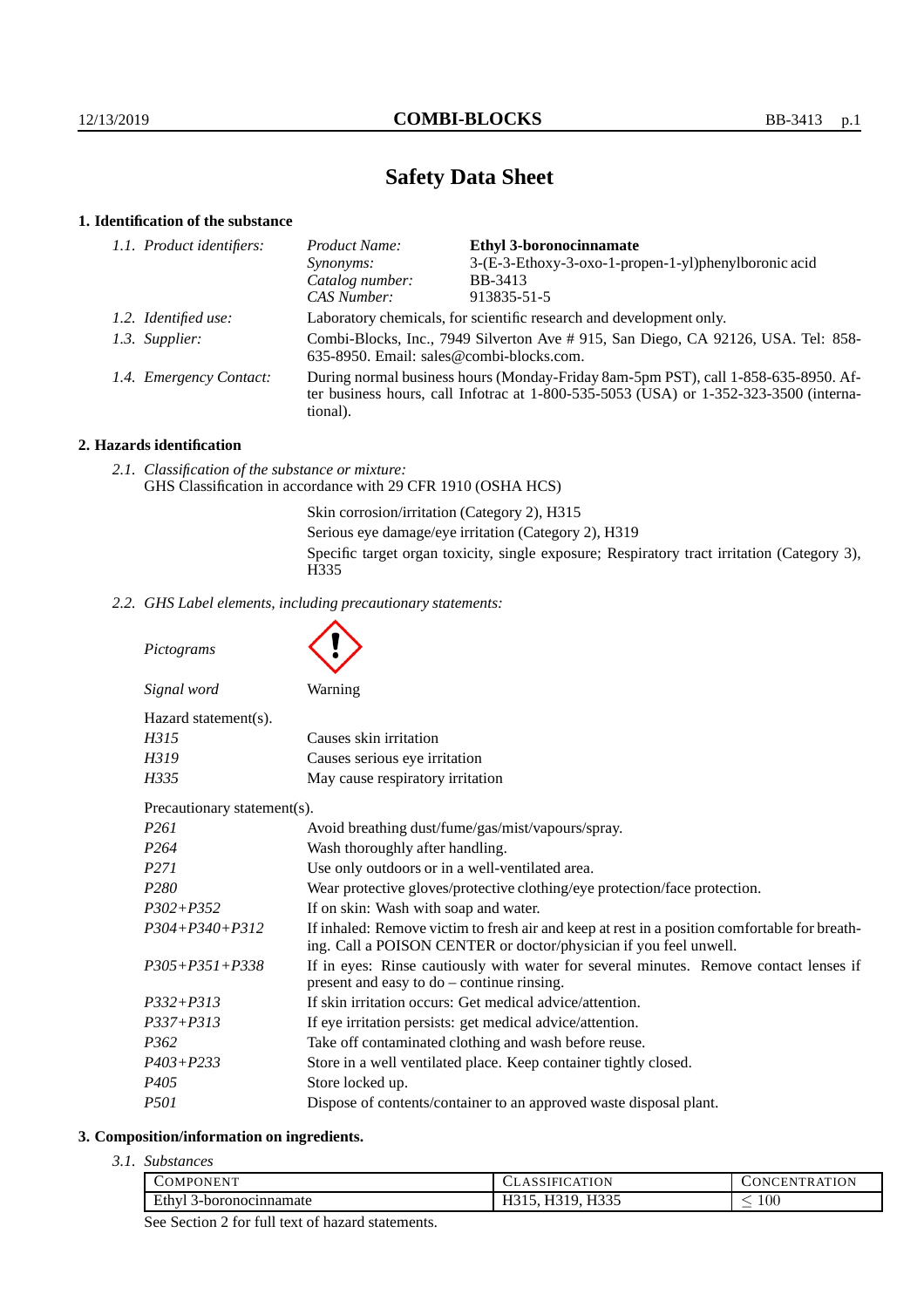# Safety Data Sheet

## 1. Identification of the substance

*1.1. Product identifiers:*

| | |
|---|---|
| *Product Name:* | **Ethyl 3-boronocinnamate** |
| *Synonyms:* | 3-(E-3-Ethoxy-3-oxo-1-propen-1-yl)phenylboronic acid |
| *Catalog number:* | BB-3413 |
| *CAS Number:* | 913835-51-5 |

*1.2. Identified use:* Laboratory chemicals, for scientific research and development only.

*1.3. Supplier:* Combi-Blocks, Inc., 7949 Silverton Ave # 915, San Diego, CA 92126, USA. Tel: 858-635-8950. Email: sales@combi-blocks.com.

*1.4. Emergency Contact:* During normal business hours (Monday-Friday 8am-5pm PST), call 1-858-635-8950. After business hours, call Infotrac at 1-800-535-5053 (USA) or 1-352-323-3500 (international).

## 2. Hazards identification

*2.1. Classification of the substance or mixture:*
GHS Classification in accordance with 29 CFR 1910 (OSHA HCS)

Skin corrosion/irritation (Category 2), H315
Serious eye damage/eye irritation (Category 2), H319
Specific target organ toxicity, single exposure; Respiratory tract irritation (Category 3), H335

*2.2. GHS Label elements, including precautionary statements:*

*Pictograms*

*Signal word* Warning

Hazard statement(s).

| | |
|---|---|
| *H315* | Causes skin irritation |
| *H319* | Causes serious eye irritation |
| *H335* | May cause respiratory irritation |

Precautionary statement(s).

| | |
|---|---|
| *P261* | Avoid breathing dust/fume/gas/mist/vapours/spray. |
| *P264* | Wash thoroughly after handling. |
| *P271* | Use only outdoors or in a well-ventilated area. |
| *P280* | Wear protective gloves/protective clothing/eye protection/face protection. |
| *P302+P352* | If on skin: Wash with soap and water. |
| *P304+P340+P312* | If inhaled: Remove victim to fresh air and keep at rest in a position comfortable for breathing. Call a POISON CENTER or doctor/physician if you feel unwell. |
| *P305+P351+P338* | If in eyes: Rinse cautiously with water for several minutes. Remove contact lenses if present and easy to do – continue rinsing. |
| *P332+P313* | If skin irritation occurs: Get medical advice/attention. |
| *P337+P313* | If eye irritation persists: get medical advice/attention. |
| *P362* | Take off contaminated clothing and wash before reuse. |
| *P403+P233* | Store in a well ventilated place. Keep container tightly closed. |
| *P405* | Store locked up. |
| *P501* | Dispose of contents/container to an approved waste disposal plant. |

## 3. Composition/information on ingredients.

*3.1. Substances*

| Component | Classification | Concentration |
|---|---|---|
| Ethyl 3-boronocinnamate | H315, H319, H335 | $\leq 100$ |

See Section 2 for full text of hazard statements.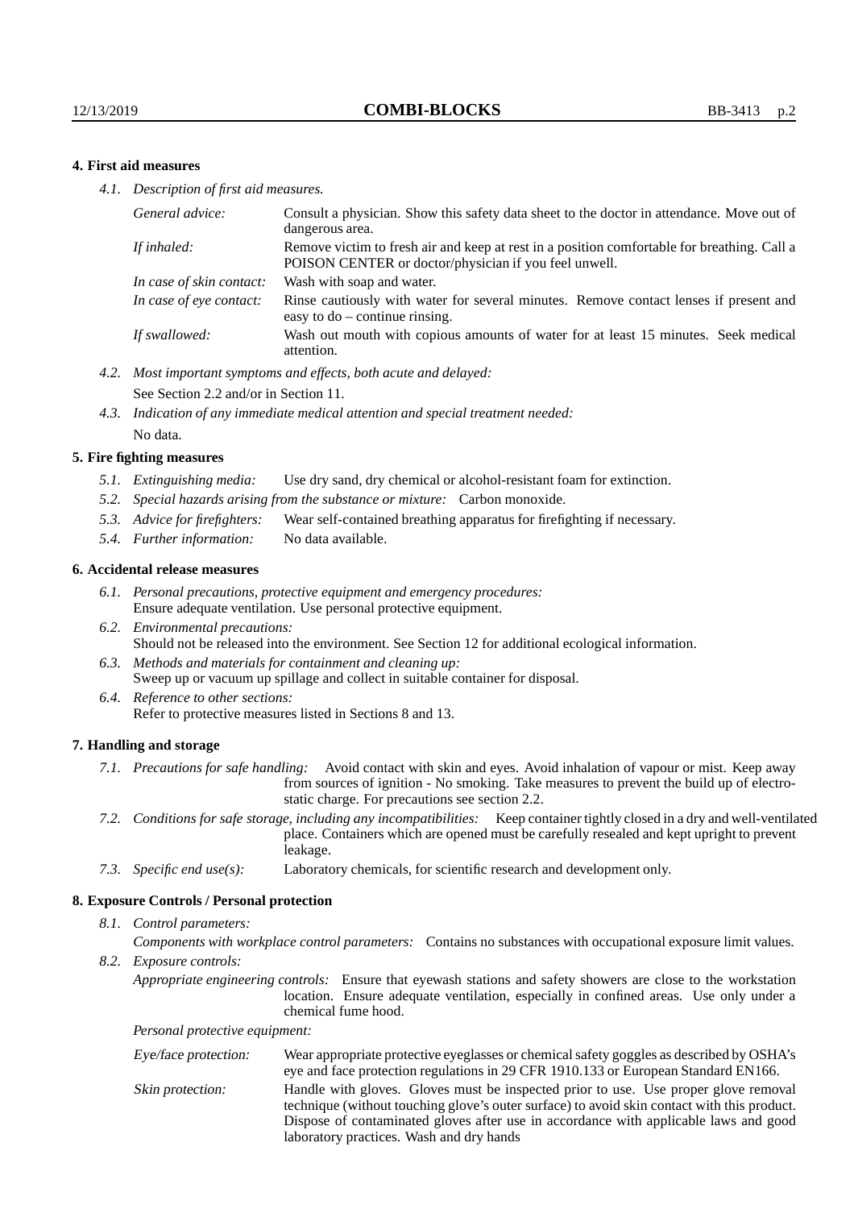## 4. First aid measures

*4.1. Description of first aid measures.*

| | |
|---|---|
| *General advice:* | Consult a physician. Show this safety data sheet to the doctor in attendance. Move out of dangerous area. |
| *If inhaled:* | Remove victim to fresh air and keep at rest in a position comfortable for breathing. Call a POISON CENTER or doctor/physician if you feel unwell. |
| *In case of skin contact:* | Wash with soap and water. |
| *In case of eye contact:* | Rinse cautiously with water for several minutes. Remove contact lenses if present and easy to do – continue rinsing. |
| *If swallowed:* | Wash out mouth with copious amounts of water for at least 15 minutes. Seek medical attention. |

*4.2. Most important symptoms and effects, both acute and delayed:*
See Section 2.2 and/or in Section 11.

*4.3. Indication of any immediate medical attention and special treatment needed:*
No data.

## 5. Fire fighting measures

*5.1. Extinguishing media:* Use dry sand, dry chemical or alcohol-resistant foam for extinction.

*5.2. Special hazards arising from the substance or mixture:* Carbon monoxide.

*5.3. Advice for firefighters:* Wear self-contained breathing apparatus for firefighting if necessary.

*5.4. Further information:* No data available.

## 6. Accidental release measures

*6.1. Personal precautions, protective equipment and emergency procedures:*
Ensure adequate ventilation. Use personal protective equipment.

*6.2. Environmental precautions:*
Should not be released into the environment. See Section 12 for additional ecological information.

*6.3. Methods and materials for containment and cleaning up:*
Sweep up or vacuum up spillage and collect in suitable container for disposal.

*6.4. Reference to other sections:*
Refer to protective measures listed in Sections 8 and 13.

## 7. Handling and storage

*7.1. Precautions for safe handling:* Avoid contact with skin and eyes. Avoid inhalation of vapour or mist. Keep away from sources of ignition - No smoking. Take measures to prevent the build up of electrostatic charge. For precautions see section 2.2.

*7.2. Conditions for safe storage, including any incompatibilities:* Keep container tightly closed in a dry and well-ventilated place. Containers which are opened must be carefully resealed and kept upright to prevent leakage.

*7.3. Specific end use(s):* Laboratory chemicals, for scientific research and development only.

## 8. Exposure Controls / Personal protection

*8.1. Control parameters:*

*Components with workplace control parameters:* Contains no substances with occupational exposure limit values.

*8.2. Exposure controls:*

*Appropriate engineering controls:* Ensure that eyewash stations and safety showers are close to the workstation location. Ensure adequate ventilation, especially in confined areas. Use only under a chemical fume hood.

*Personal protective equipment:*

| | |
|---|---|
| *Eye/face protection:* | Wear appropriate protective eyeglasses or chemical safety goggles as described by OSHA's eye and face protection regulations in 29 CFR 1910.133 or European Standard EN166. |
| *Skin protection:* | Handle with gloves. Gloves must be inspected prior to use. Use proper glove removal technique (without touching glove's outer surface) to avoid skin contact with this product. Dispose of contaminated gloves after use in accordance with applicable laws and good laboratory practices. Wash and dry hands |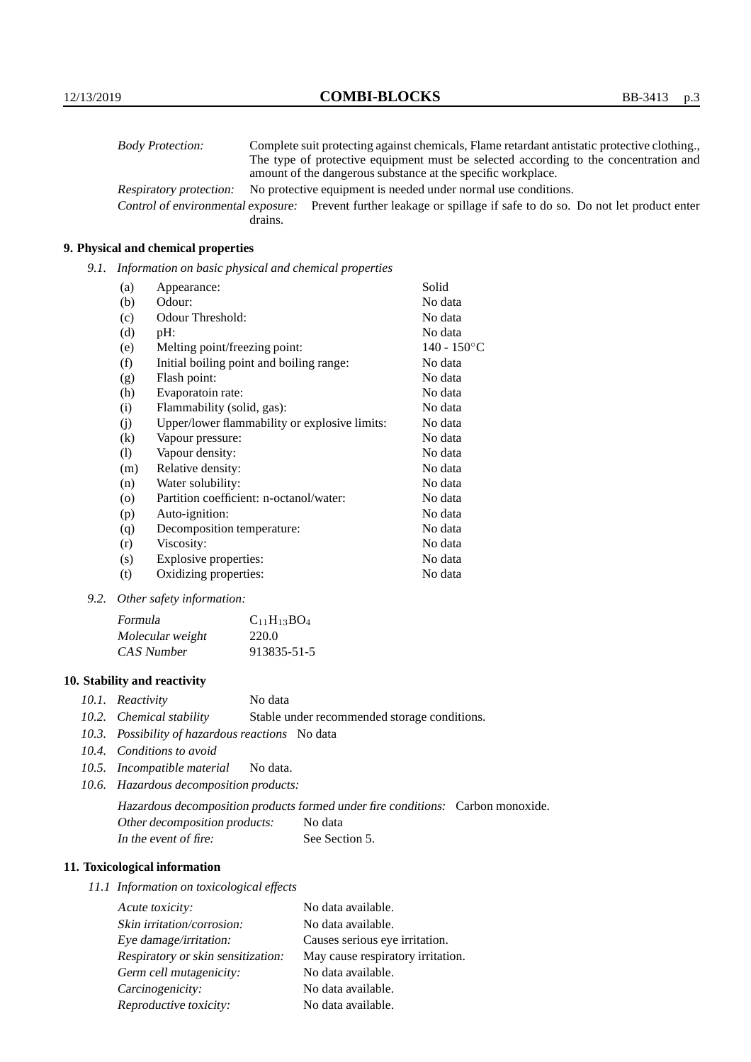| | |
|---|---|
| *Body Protection:* | Complete suit protecting against chemicals, Flame retardant antistatic protective clothing., The type of protective equipment must be selected according to the concentration and amount of the dangerous substance at the specific workplace. |
| *Respiratory protection:* | No protective equipment is needed under normal use conditions. |
| *Control of environmental exposure:* | Prevent further leakage or spillage if safe to do so. Do not let product enter drains. |

## 9. Physical and chemical properties

*9.1. Information on basic physical and chemical properties*

| | | |
|---|---|---|
| (a) | Appearance: | Solid |
| (b) | Odour: | No data |
| (c) | Odour Threshold: | No data |
| (d) | pH: | No data |
| (e) | Melting point/freezing point: | 140 - 150°C |
| (f) | Initial boiling point and boiling range: | No data |
| (g) | Flash point: | No data |
| (h) | Evaporatoin rate: | No data |
| (i) | Flammability (solid, gas): | No data |
| (j) | Upper/lower flammability or explosive limits: | No data |
| (k) | Vapour pressure: | No data |
| (l) | Vapour density: | No data |
| (m) | Relative density: | No data |
| (n) | Water solubility: | No data |
| (o) | Partition coefficient: n-octanol/water: | No data |
| (p) | Auto-ignition: | No data |
| (q) | Decomposition temperature: | No data |
| (r) | Viscosity: | No data |
| (s) | Explosive properties: | No data |
| (t) | Oxidizing properties: | No data |

*9.2. Other safety information:*

| | |
|---|---|
| *Formula* | $C_{11}H_{13}BO_4$ |
| *Molecular weight* | 220.0 |
| *CAS Number* | 913835-51-5 |

## 10. Stability and reactivity

- *10.1. Reactivity* No data
- *10.2. Chemical stability* Stable under recommended storage conditions.
- *10.3. Possibility of hazardous reactions* No data
- *10.4. Conditions to avoid*
- *10.5. Incompatible material* No data.
- *10.6. Hazardous decomposition products:*

*Hazardous decomposition products formed under fire conditions:* Carbon monoxide.
*Other decomposition products:* No data
*In the event of fire:* See Section 5.

## 11. Toxicological information

*11.1 Information on toxicological effects*

| | |
|---|---|
| *Acute toxicity:* | No data available. |
| *Skin irritation/corrosion:* | No data available. |
| *Eye damage/irritation:* | Causes serious eye irritation. |
| *Respiratory or skin sensitization:* | May cause respiratory irritation. |
| *Germ cell mutagenicity:* | No data available. |
| *Carcinogenicity:* | No data available. |
| *Reproductive toxicity:* | No data available. |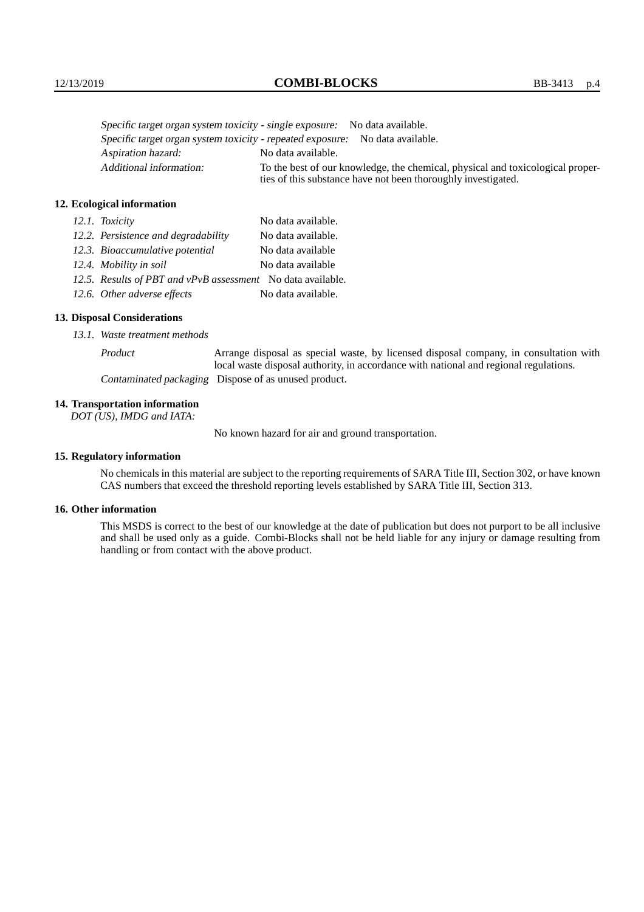*Specific target organ system toxicity - single exposure:* No data available.
*Specific target organ system toxicity - repeated exposure:* No data available.
*Aspiration hazard:* No data available.
*Additional information:* To the best of our knowledge, the chemical, physical and toxicological properties of this substance have not been thoroughly investigated.

## 12. Ecological information

*12.1. Toxicity* No data available.
*12.2. Persistence and degradability* No data available.
*12.3. Bioaccumulative potential* No data available
*12.4. Mobility in soil* No data available
*12.5. Results of PBT and vPvB assessment* No data available.
*12.6. Other adverse effects* No data available.

## 13. Disposal Considerations

*13.1. Waste treatment methods*

*Product* Arrange disposal as special waste, by licensed disposal company, in consultation with local waste disposal authority, in accordance with national and regional regulations.
*Contaminated packaging* Dispose of as unused product.

## 14. Transportation information

*DOT (US), IMDG and IATA:*

No known hazard for air and ground transportation.

## 15. Regulatory information

No chemicals in this material are subject to the reporting requirements of SARA Title III, Section 302, or have known CAS numbers that exceed the threshold reporting levels established by SARA Title III, Section 313.

## 16. Other information

This MSDS is correct to the best of our knowledge at the date of publication but does not purport to be all inclusive and shall be used only as a guide. Combi-Blocks shall not be held liable for any injury or damage resulting from handling or from contact with the above product.